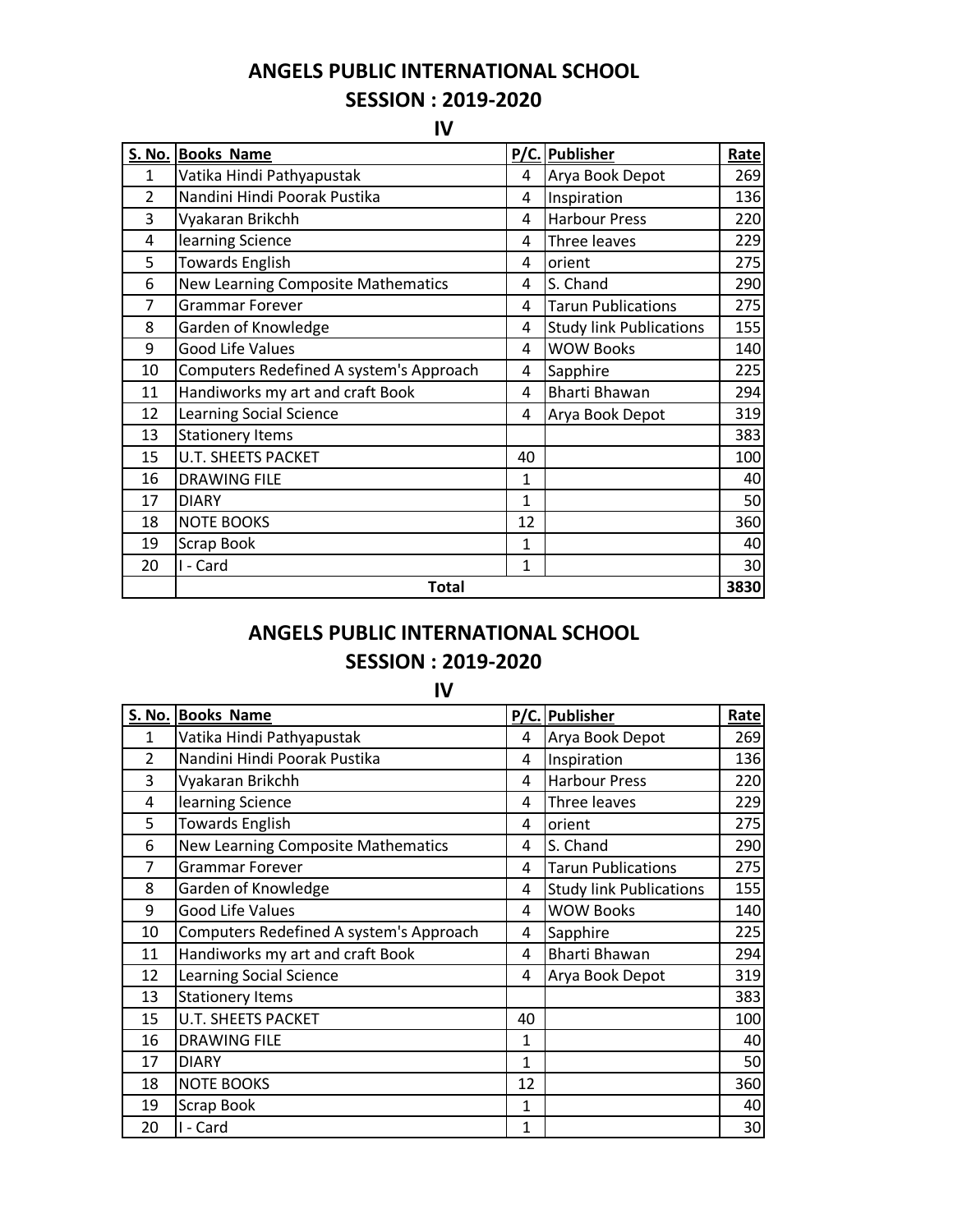# ANGELS PUBLIC INTERNATIONAL SCHOOL

## SESSION : 2019-2020

### IV

| S. No. | Books Name | P/C. | Publisher | Rate |
|---|---|---|---|---|
| 1 | Vatika Hindi Pathyapustak | 4 | Arya Book Depot | 269 |
| 2 | Nandini Hindi Poorak Pustika | 4 | Inspiration | 136 |
| 3 | Vyakaran Brikchh | 4 | Harbour Press | 220 |
| 4 | learning Science | 4 | Three leaves | 229 |
| 5 | Towards English | 4 | orient | 275 |
| 6 | New Learning Composite Mathematics | 4 | S. Chand | 290 |
| 7 | Grammar Forever | 4 | Tarun Publications | 275 |
| 8 | Garden of Knowledge | 4 | Study link Publications | 155 |
| 9 | Good Life Values | 4 | WOW Books | 140 |
| 10 | Computers Redefined A system's Approach | 4 | Sapphire | 225 |
| 11 | Handiworks my art and craft Book | 4 | Bharti Bhawan | 294 |
| 12 | Learning Social Science | 4 | Arya Book Depot | 319 |
| 13 | Stationery Items | | | 383 |
| 15 | U.T. SHEETS PACKET | 40 | | 100 |
| 16 | DRAWING FILE | 1 | | 40 |
| 17 | DIARY | 1 | | 50 |
| 18 | NOTE BOOKS | 12 | | 360 |
| 19 | Scrap Book | 1 | | 40 |
| 20 | I - Card | 1 | | 30 |
| | **Total** | | | **3830** |

# ANGELS PUBLIC INTERNATIONAL SCHOOL

## SESSION : 2019-2020

### IV

| S. No. | Books Name | P/C. | Publisher | Rate |
|---|---|---|---|---|
| 1 | Vatika Hindi Pathyapustak | 4 | Arya Book Depot | 269 |
| 2 | Nandini Hindi Poorak Pustika | 4 | Inspiration | 136 |
| 3 | Vyakaran Brikchh | 4 | Harbour Press | 220 |
| 4 | learning Science | 4 | Three leaves | 229 |
| 5 | Towards English | 4 | orient | 275 |
| 6 | New Learning Composite Mathematics | 4 | S. Chand | 290 |
| 7 | Grammar Forever | 4 | Tarun Publications | 275 |
| 8 | Garden of Knowledge | 4 | Study link Publications | 155 |
| 9 | Good Life Values | 4 | WOW Books | 140 |
| 10 | Computers Redefined A system's Approach | 4 | Sapphire | 225 |
| 11 | Handiworks my art and craft Book | 4 | Bharti Bhawan | 294 |
| 12 | Learning Social Science | 4 | Arya Book Depot | 319 |
| 13 | Stationery Items | | | 383 |
| 15 | U.T. SHEETS PACKET | 40 | | 100 |
| 16 | DRAWING FILE | 1 | | 40 |
| 17 | DIARY | 1 | | 50 |
| 18 | NOTE BOOKS | 12 | | 360 |
| 19 | Scrap Book | 1 | | 40 |
| 20 | I - Card | 1 | | 30 |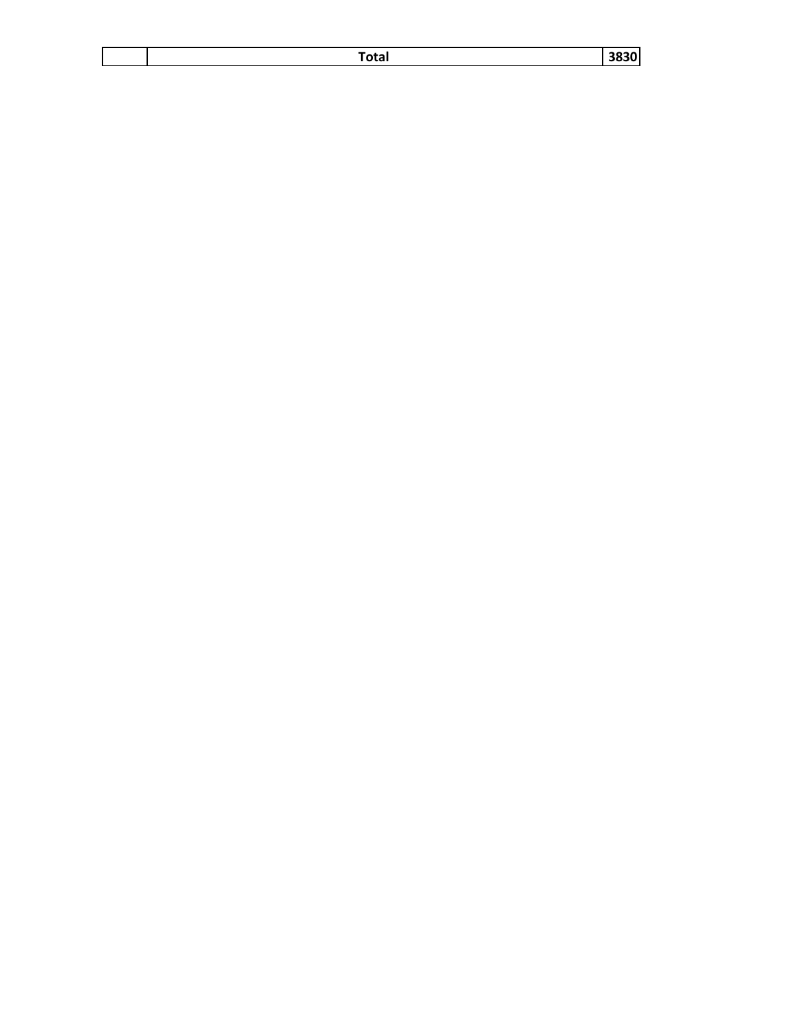| | | |
|---|---|---|
| | **Total** | **3830** |